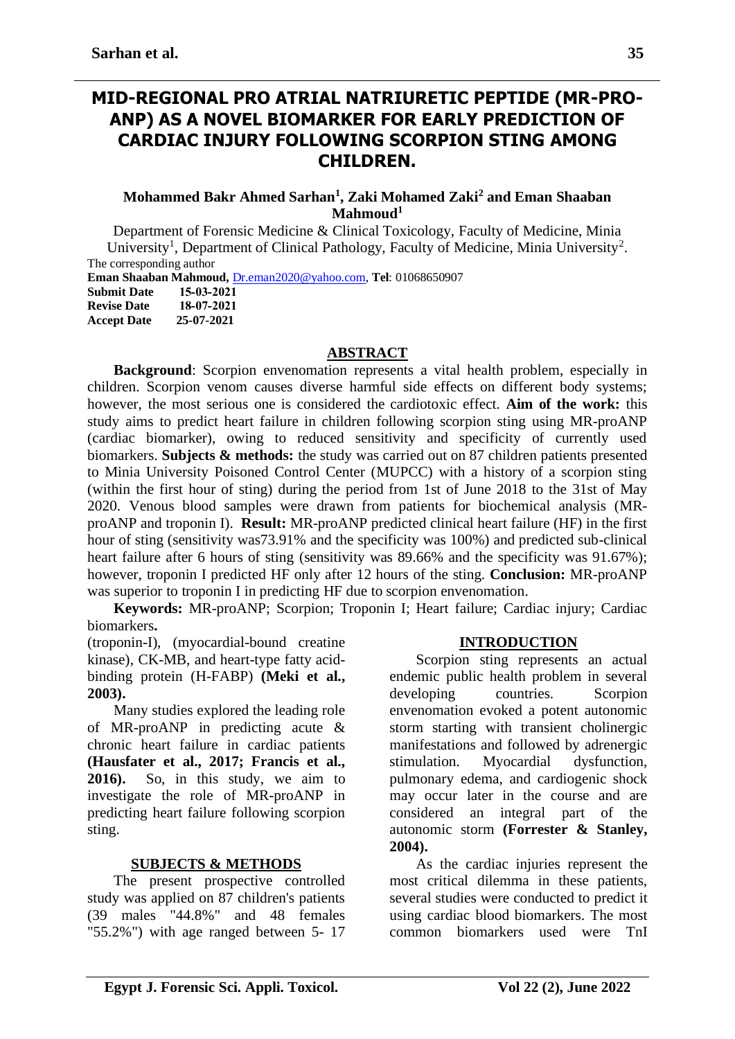# MID-REGIONAL PRO ATRIAL NATRIURETIC PEPTIDE (MR-PRO-ANP) AS A NOVEL BIOMARKER FOR EARLY PREDICTION OF CARDIAC INJURY FOLLOWING SCORPION STING AMONG CHILDREN.

**Mohammed Bakr Ahmed Sarhan[1], Zaki Mohamed Zaki[2] and Eman Shaaban Mahmoud[1]**

Department of Forensic Medicine & Clinical Toxicology, Faculty of Medicine, Minia University[1], Department of Clinical Pathology, Faculty of Medicine, Minia University[2].

The corresponding author

**Eman Shaaban Mahmoud,** Dr.eman2020@yahoo.com, **Tel**: 01068650907

**Submit Date** 15-03-2021
**Revise Date** 18-07-2021
**Accept Date** 25-07-2021

## ABSTRACT

**Background**: Scorpion envenomation represents a vital health problem, especially in children. Scorpion venom causes diverse harmful side effects on different body systems; however, the most serious one is considered the cardiotoxic effect. **Aim of the work:** this study aims to predict heart failure in children following scorpion sting using MR-proANP (cardiac biomarker), owing to reduced sensitivity and specificity of currently used biomarkers. **Subjects & methods:** the study was carried out on 87 children patients presented to Minia University Poisoned Control Center (MUPCC) with a history of a scorpion sting (within the first hour of sting) during the period from 1st of June 2018 to the 31st of May 2020. Venous blood samples were drawn from patients for biochemical analysis (MR-proANP and troponin I). **Result:** MR-proANP predicted clinical heart failure (HF) in the first hour of sting (sensitivity was73.91% and the specificity was 100%) and predicted sub-clinical heart failure after 6 hours of sting (sensitivity was 89.66% and the specificity was 91.67%); however, troponin I predicted HF only after 12 hours of the sting. **Conclusion:** MR-proANP was superior to troponin I in predicting HF due to scorpion envenomation.

**Keywords:** MR-proANP; Scorpion; Troponin I; Heart failure; Cardiac injury; Cardiac biomarkers**.**

## INTRODUCTION

Scorpion sting represents an actual endemic public health problem in several developing countries. Scorpion envenomation evoked a potent autonomic storm starting with transient cholinergic manifestations and followed by adrenergic stimulation. Myocardial dysfunction, pulmonary edema, and cardiogenic shock may occur later in the course and are considered an integral part of the autonomic storm **(Forrester & Stanley, 2004).**

As the cardiac injuries represent the most critical dilemma in these patients, several studies were conducted to predict it using cardiac blood biomarkers. The most common biomarkers used were TnI (troponin-I), (myocardial-bound creatine kinase), CK-MB, and heart-type fatty acid-binding protein (H-FABP) **(Meki et al., 2003).**

Many studies explored the leading role of MR-proANP in predicting acute & chronic heart failure in cardiac patients **(Hausfater et al., 2017; Francis et al., 2016).** So, in this study, we aim to investigate the role of MR-proANP in predicting heart failure following scorpion sting.

## SUBJECTS & METHODS

The present prospective controlled study was applied on 87 children's patients (39 males "44.8%" and 48 females "55.2%") with age ranged between 5- 17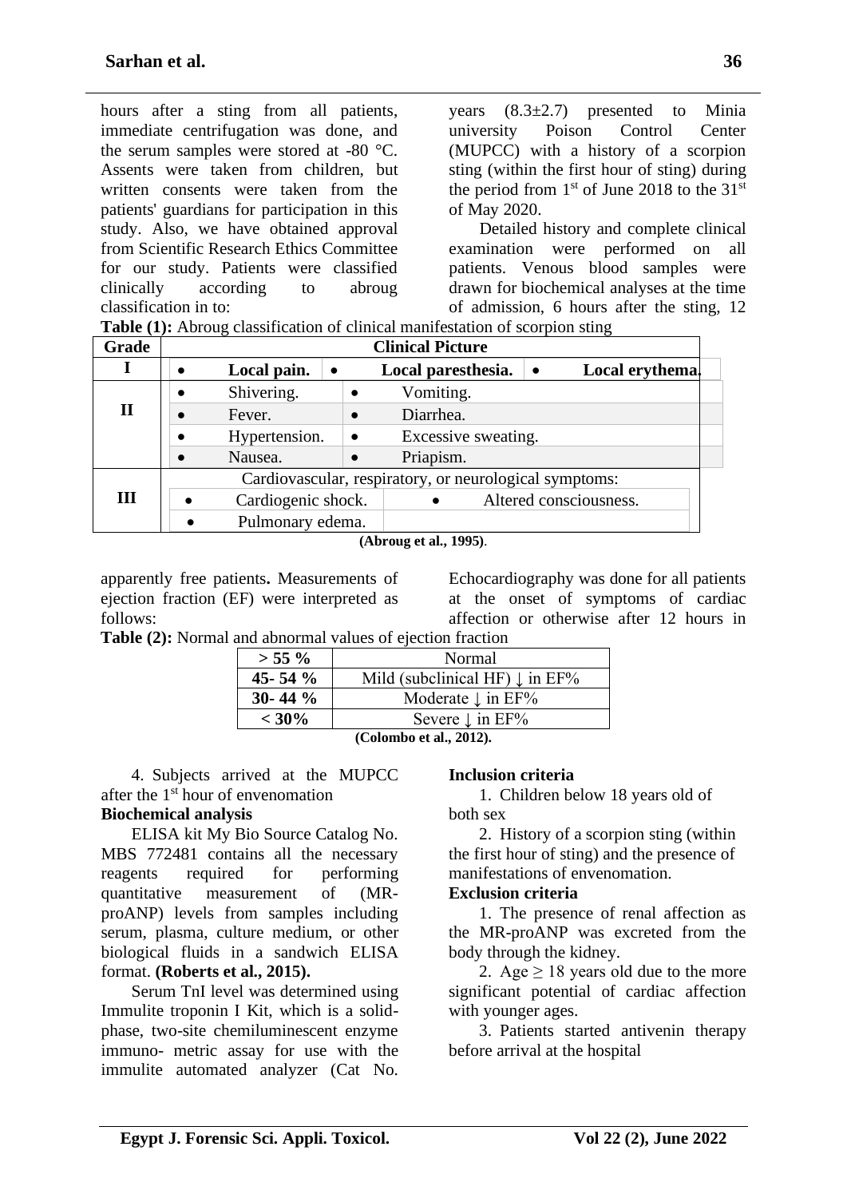hours after a sting from all patients, immediate centrifugation was done, and the serum samples were stored at -80 °C. Assents were taken from children, but written consents were taken from the patients' guardians for participation in this study. Also, we have obtained approval from Scientific Research Ethics Committee for our study. Patients were classified clinically according to abroug classification in to:

**Table (1):** Abroug classification of clinical manifestation of scorpion sting

| Grade | Clinical Picture | | |
|---|---|---|---|
| **I** | • **Local pain.** | • **Local paresthesia.** | • **Local erythema.** |
| **II** | • Shivering. | • Vomiting. | |
| | • Fever. | • Diarrhea. | |
| | • Hypertension. | • Excessive sweating. | |
| | • Nausea. | • Priapism. | |
| **III** | Cardiovascular, respiratory, or neurological symptoms: | | |
| | • Cardiogenic shock. | • Altered consciousness. | |
| | • Pulmonary edema. | | |

**(Abroug et al., 1995)**.

years (8.3±2.7) presented to Minia university Poison Control Center (MUPCC) with a history of a scorpion sting (within the first hour of sting) during the period from 1st of June 2018 to the 31st of May 2020.

Detailed history and complete clinical examination were performed on all patients. Venous blood samples were drawn for biochemical analyses at the time of admission, 6 hours after the sting, 12

Echocardiography was done for all patients at the onset of symptoms of cardiac affection or otherwise after 12 hours in apparently free patients**.** Measurements of ejection fraction (EF) were interpreted as follows:

**Table (2):** Normal and abnormal values of ejection fraction

| **> 55 %** | Normal |
|---|---|
| **45- 54 %** | Mild (subclinical HF) ↓ in EF% |
| **30- 44 %** | Moderate ↓ in EF% |
| **< 30%** | Severe ↓ in EF% |

**(Colombo et al., 2012).**

4. Subjects arrived at the MUPCC after the 1st hour of envenomation

**Biochemical analysis**

ELISA kit My Bio Source Catalog No. MBS 772481 contains all the necessary reagents required for performing quantitative measurement of (MR-proANP) levels from samples including serum, plasma, culture medium, or other biological fluids in a sandwich ELISA format. **(Roberts et al., 2015).**

Serum TnI level was determined using Immulite troponin I Kit, which is a solid-phase, two-site chemiluminescent enzyme immuno- metric assay for use with the immulite automated analyzer (Cat No.

**Inclusion criteria**

1. Children below 18 years old of both sex
2. History of a scorpion sting (within the first hour of sting) and the presence of manifestations of envenomation.

**Exclusion criteria**

1. The presence of renal affection as the MR-proANP was excreted from the body through the kidney.
2. Age ≥ 18 years old due to the more significant potential of cardiac affection with younger ages.
3. Patients started antivenin therapy before arrival at the hospital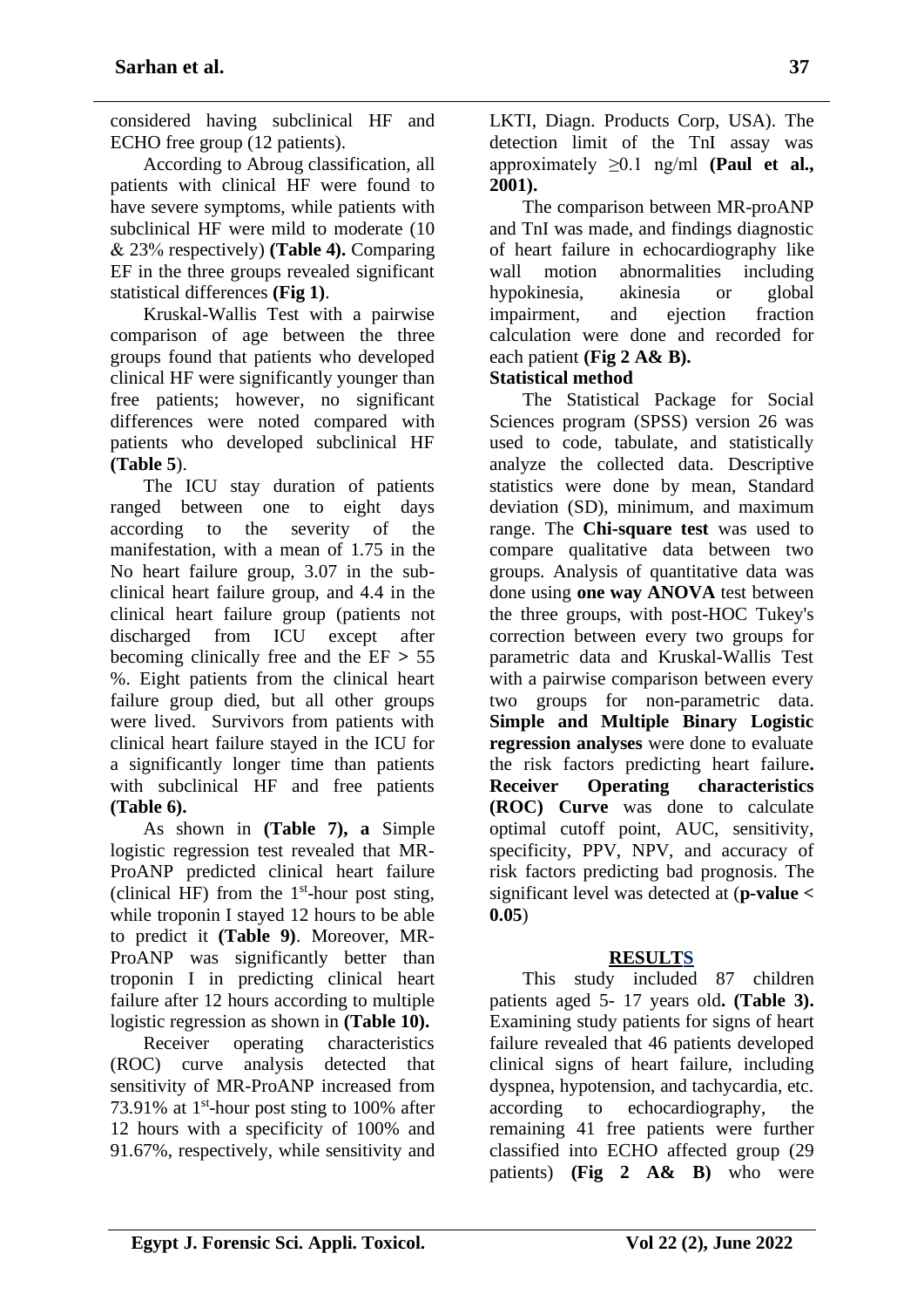considered having subclinical HF and ECHO free group (12 patients).

According to Abroug classification, all patients with clinical HF were found to have severe symptoms, while patients with subclinical HF were mild to moderate (10 & 23% respectively) **(Table 4).** Comparing EF in the three groups revealed significant statistical differences **(Fig 1)**.

Kruskal-Wallis Test with a pairwise comparison of age between the three groups found that patients who developed clinical HF were significantly younger than free patients; however, no significant differences were noted compared with patients who developed subclinical HF **(Table 5**).

The ICU stay duration of patients ranged between one to eight days according to the severity of the manifestation, with a mean of 1.75 in the No heart failure group, 3.07 in the sub-clinical heart failure group, and 4.4 in the clinical heart failure group (patients not discharged from ICU except after becoming clinically free and the EF > 55 %. Eight patients from the clinical heart failure group died, but all other groups were lived. Survivors from patients with clinical heart failure stayed in the ICU for a significantly longer time than patients with subclinical HF and free patients **(Table 6).**

As shown in **(Table 7), a** Simple logistic regression test revealed that MR-ProANP predicted clinical heart failure (clinical HF) from the 1st-hour post sting, while troponin I stayed 12 hours to be able to predict it **(Table 9)**. Moreover, MR-ProANP was significantly better than troponin I in predicting clinical heart failure after 12 hours according to multiple logistic regression as shown in **(Table 10).**

Receiver operating characteristics (ROC) curve analysis detected that sensitivity of MR-ProANP increased from 73.91% at 1st-hour post sting to 100% after 12 hours with a specificity of 100% and 91.67%, respectively, while sensitivity and

LKTI, Diagn. Products Corp, USA). The detection limit of the TnI assay was approximately ≥0.1 ng/ml **(Paul et al., 2001).**

The comparison between MR-proANP and TnI was made, and findings diagnostic of heart failure in echocardiography like wall motion abnormalities including hypokinesia, akinesia or global impairment, and ejection fraction calculation were done and recorded for each patient **(Fig 2 A& B).**

**Statistical method**

The Statistical Package for Social Sciences program (SPSS) version 26 was used to code, tabulate, and statistically analyze the collected data. Descriptive statistics were done by mean, Standard deviation (SD), minimum, and maximum range. The **Chi-square test** was used to compare qualitative data between two groups. Analysis of quantitative data was done using **one way ANOVA** test between the three groups, with post-HOC Tukey's correction between every two groups for parametric data and Kruskal-Wallis Test with a pairwise comparison between every two groups for non-parametric data. **Simple and Multiple Binary Logistic regression analyses** were done to evaluate the risk factors predicting heart failure**. Receiver Operating characteristics (ROC) Curve** was done to calculate optimal cutoff point, AUC, sensitivity, specificity, PPV, NPV, and accuracy of risk factors predicting bad prognosis. The significant level was detected at (**p-value < 0.05**)

## RESULTS

This study included 87 children patients aged 5- 17 years old**. (Table 3).** Examining study patients for signs of heart failure revealed that 46 patients developed clinical signs of heart failure, including dyspnea, hypotension, and tachycardia, etc. according to echocardiography, the remaining 41 free patients were further classified into ECHO affected group (29 patients) **(Fig 2 A& B)** who were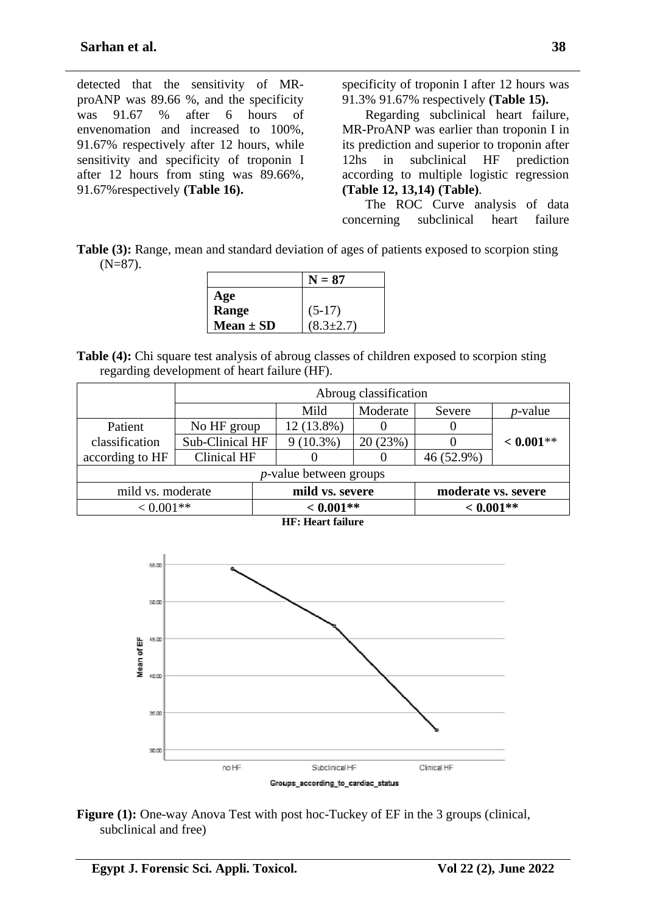detected that the sensitivity of MR-proANP was 89.66 %, and the specificity was 91.67 % after 6 hours of envenomation and increased to 100%, 91.67% respectively after 12 hours, while sensitivity and specificity of troponin I after 12 hours from sting was 89.66%, 91.67%respectively **(Table 16).**

specificity of troponin I after 12 hours was 91.3% 91.67% respectively **(Table 15).**

Regarding subclinical heart failure, MR-ProANP was earlier than troponin I in its prediction and superior to troponin after 12hs in subclinical HF prediction according to multiple logistic regression **(Table 12, 13,14) (Table)**.

The ROC Curve analysis of data concerning subclinical heart failure

**Table (3):** Range, mean and standard deviation of ages of patients exposed to scorpion sting (N=87).

| | **N = 87** |
|---|---|
| **Age** | |
| **Range** | (5-17) |
| **Mean ± SD** | (8.3±2.7) |

**Table (4):** Chi square test analysis of abroug classes of children exposed to scorpion sting regarding development of heart failure (HF).

| | | Abroug classification | | | |
|---|---|---|---|---|---|
| | | Mild | Moderate | Severe | *p*-value |
| Patient classification according to HF | No HF group | 12 (13.8%) | 0 | 0 | **< 0.001**** |
| | Sub-Clinical HF | 9 (10.3%) | 20 (23%) | 0 | |
| | Clinical HF | 0 | 0 | 46 (52.9%) | |
| *p*-value between groups | | | | | |
| mild vs. moderate | | **mild vs. severe** | | **moderate vs. severe** | |
| < 0.001** | | **< 0.001**** | | **< 0.001**** | |

**HF: Heart failure**

**Figure (1):** One-way Anova Test with post hoc-Tuckey of EF in the 3 groups (clinical, subclinical and free)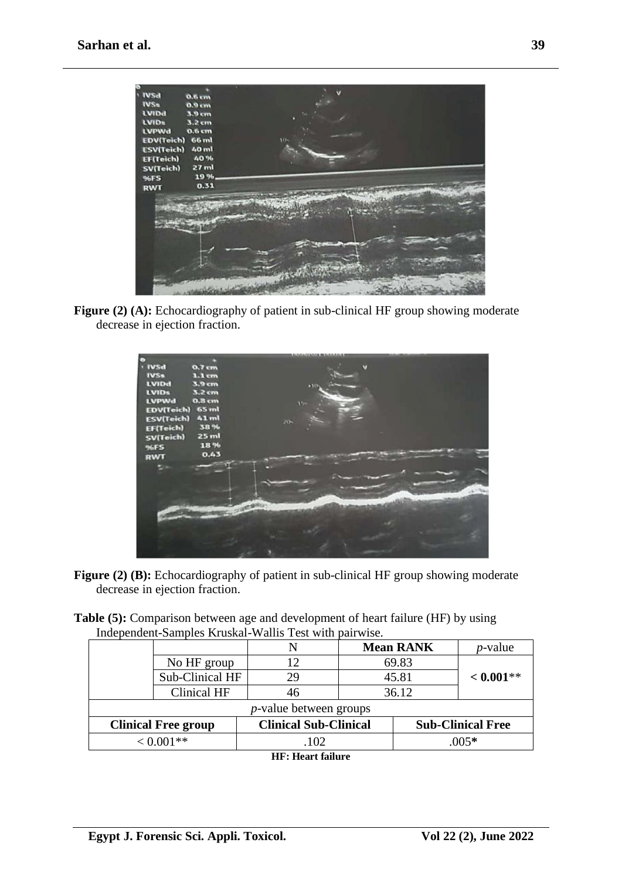**Figure (2) (A):** Echocardiography of patient in sub-clinical HF group showing moderate decrease in ejection fraction.

**Figure (2) (B):** Echocardiography of patient in sub-clinical HF group showing moderate decrease in ejection fraction.

**Table (5):** Comparison between age and development of heart failure (HF) by using Independent-Samples Kruskal-Wallis Test with pairwise.

| | N | Mean RANK | *p*-value |
|---|---|---|---|
| No HF group | 12 | 69.83 | **< 0.001**** |
| Sub-Clinical HF | 29 | 45.81 | |
| Clinical HF | 46 | 36.12 | |

| *p*-value between groups | | |
|---|---|---|
| **Clinical Free group** | **Clinical Sub-Clinical** | **Sub-Clinical Free** |
| < 0.001** | .102 | .005***** |

**HF: Heart failure**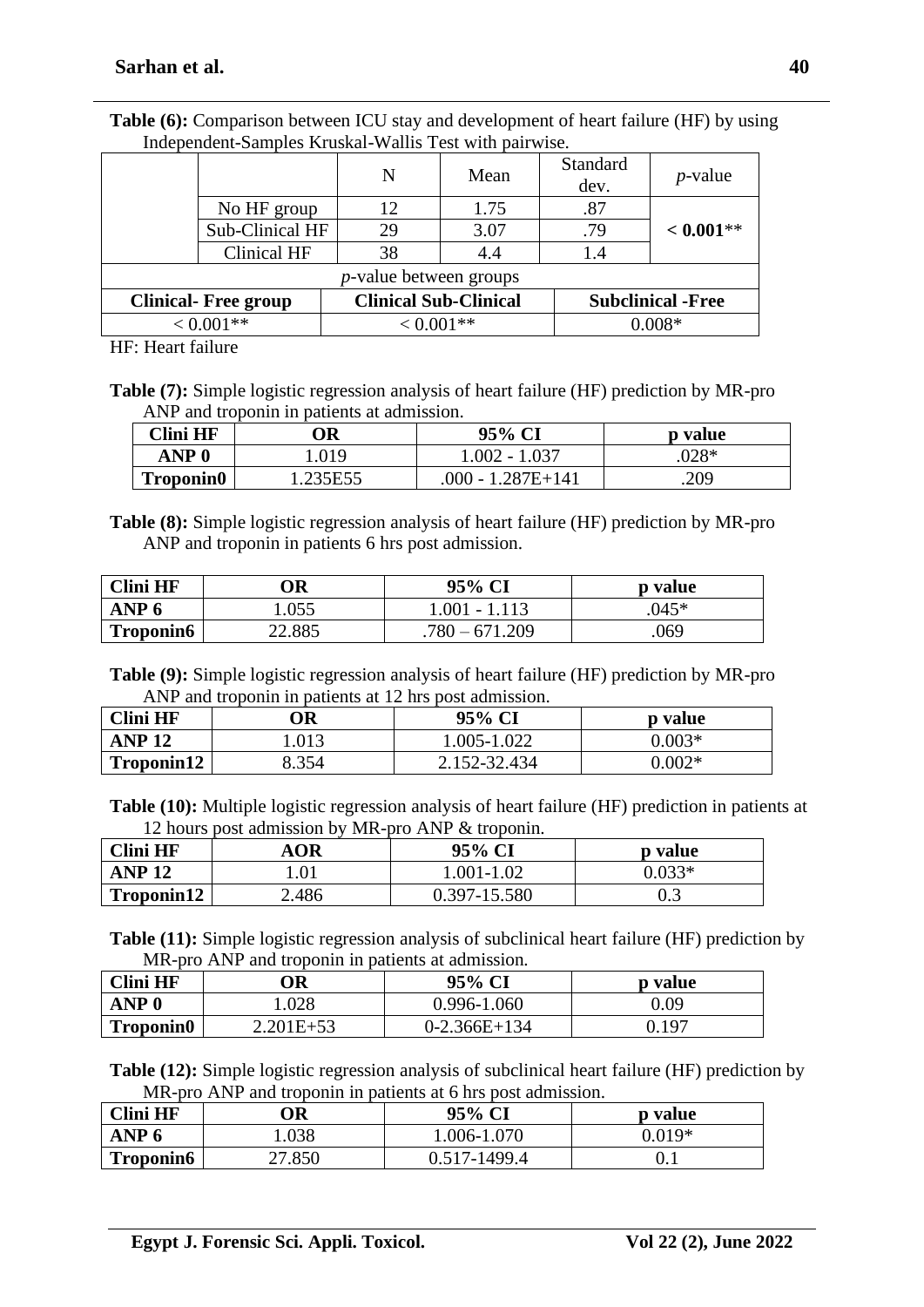**Table (6):** Comparison between ICU stay and development of heart failure (HF) by using Independent-Samples Kruskal-Wallis Test with pairwise.

| | N | Mean | Standard dev. | *p*-value |
|---|---|---|---|---|
| No HF group | 12 | 1.75 | .87 | **< 0.001**** |
| Sub-Clinical HF | 29 | 3.07 | .79 | |
| Clinical HF | 38 | 4.4 | 1.4 | |
| *p*-value between groups | | | | |
| **Clinical- Free group** | **Clinical Sub-Clinical** | **Subclinical -Free** | | |
| < 0.001** | < 0.001** | 0.008* | | |

HF: Heart failure

**Table (7):** Simple logistic regression analysis of heart failure (HF) prediction by MR-pro ANP and troponin in patients at admission.

| Clini HF | OR | 95% CI | p value |
|---|---|---|---|
| **ANP 0** | 1.019 | 1.002 - 1.037 | .028* |
| **Troponin0** | 1.235E55 | .000 - 1.287E+141 | .209 |

**Table (8):** Simple logistic regression analysis of heart failure (HF) prediction by MR-pro ANP and troponin in patients 6 hrs post admission.

| Clini HF | OR | 95% CI | p value |
|---|---|---|---|
| **ANP 6** | 1.055 | 1.001 - 1.113 | .045* |
| **Troponin6** | 22.885 | .780 – 671.209 | .069 |

**Table (9):** Simple logistic regression analysis of heart failure (HF) prediction by MR-pro ANP and troponin in patients at 12 hrs post admission.

| Clini HF | OR | 95% CI | p value |
|---|---|---|---|
| **ANP 12** | 1.013 | 1.005-1.022 | 0.003* |
| **Troponin12** | 8.354 | 2.152-32.434 | 0.002* |

**Table (10):** Multiple logistic regression analysis of heart failure (HF) prediction in patients at 12 hours post admission by MR-pro ANP & troponin.

| Clini HF | AOR | 95% CI | p value |
|---|---|---|---|
| **ANP 12** | 1.01 | 1.001-1.02 | 0.033* |
| **Troponin12** | 2.486 | 0.397-15.580 | 0.3 |

**Table (11):** Simple logistic regression analysis of subclinical heart failure (HF) prediction by MR-pro ANP and troponin in patients at admission.

| Clini HF | OR | 95% CI | p value |
|---|---|---|---|
| **ANP 0** | 1.028 | 0.996-1.060 | 0.09 |
| **Troponin0** | 2.201E+53 | 0-2.366E+134 | 0.197 |

**Table (12):** Simple logistic regression analysis of subclinical heart failure (HF) prediction by MR-pro ANP and troponin in patients at 6 hrs post admission.

| Clini HF | OR | 95% CI | p value |
|---|---|---|---|
| **ANP 6** | 1.038 | 1.006-1.070 | 0.019* |
| **Troponin6** | 27.850 | 0.517-1499.4 | 0.1 |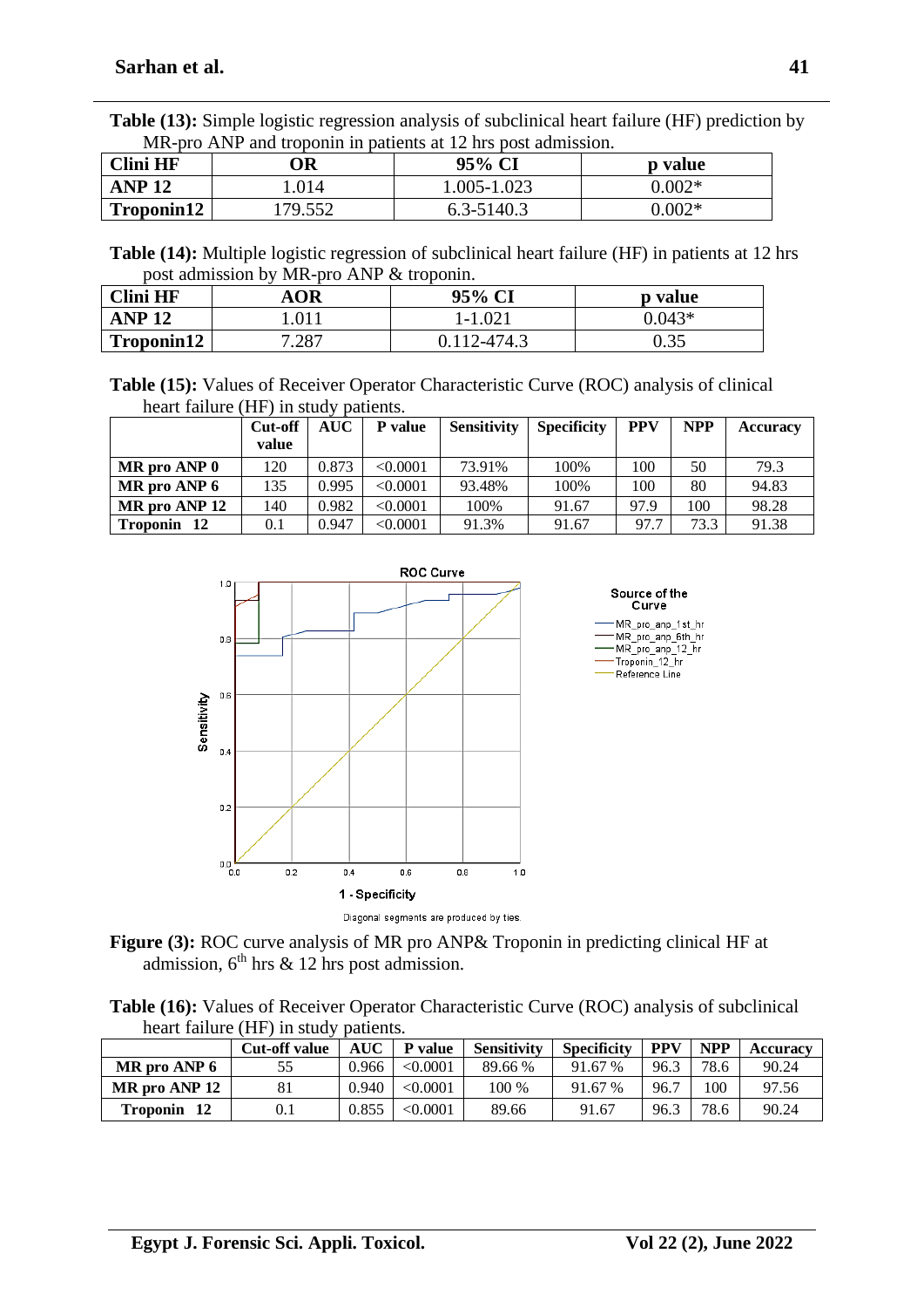**Table (13):** Simple logistic regression analysis of subclinical heart failure (HF) prediction by MR-pro ANP and troponin in patients at 12 hrs post admission.

| Clini HF | OR | 95% CI | p value |
|---|---|---|---|
| ANP 12 | 1.014 | 1.005-1.023 | 0.002* |
| Troponin12 | 179.552 | 6.3-5140.3 | 0.002* |

**Table (14):** Multiple logistic regression of subclinical heart failure (HF) in patients at 12 hrs post admission by MR-pro ANP & troponin.

| Clini HF | AOR | 95% CI | p value |
|---|---|---|---|
| ANP 12 | 1.011 | 1-1.021 | 0.043* |
| Troponin12 | 7.287 | 0.112-474.3 | 0.35 |

**Table (15):** Values of Receiver Operator Characteristic Curve (ROC) analysis of clinical heart failure (HF) in study patients.

| | Cut-off value | AUC | P value | Sensitivity | Specificity | PPV | NPP | Accuracy |
|---|---|---|---|---|---|---|---|---|
| MR pro ANP 0 | 120 | 0.873 | <0.0001 | 73.91% | 100% | 100 | 50 | 79.3 |
| MR pro ANP 6 | 135 | 0.995 | <0.0001 | 93.48% | 100% | 100 | 80 | 94.83 |
| MR pro ANP 12 | 140 | 0.982 | <0.0001 | 100% | 91.67 | 97.9 | 100 | 98.28 |
| Troponin 12 | 0.1 | 0.947 | <0.0001 | 91.3% | 91.67 | 97.7 | 73.3 | 91.38 |

**Figure (3):** ROC curve analysis of MR pro ANP& Troponin in predicting clinical HF at admission, 6th hrs & 12 hrs post admission.

**Table (16):** Values of Receiver Operator Characteristic Curve (ROC) analysis of subclinical heart failure (HF) in study patients.

| | Cut-off value | AUC | P value | Sensitivity | Specificity | PPV | NPP | Accuracy |
|---|---|---|---|---|---|---|---|---|
| MR pro ANP 6 | 55 | 0.966 | <0.0001 | 89.66 % | 91.67 % | 96.3 | 78.6 | 90.24 |
| MR pro ANP 12 | 81 | 0.940 | <0.0001 | 100 % | 91.67 % | 96.7 | 100 | 97.56 |
| Troponin 12 | 0.1 | 0.855 | <0.0001 | 89.66 | 91.67 | 96.3 | 78.6 | 90.24 |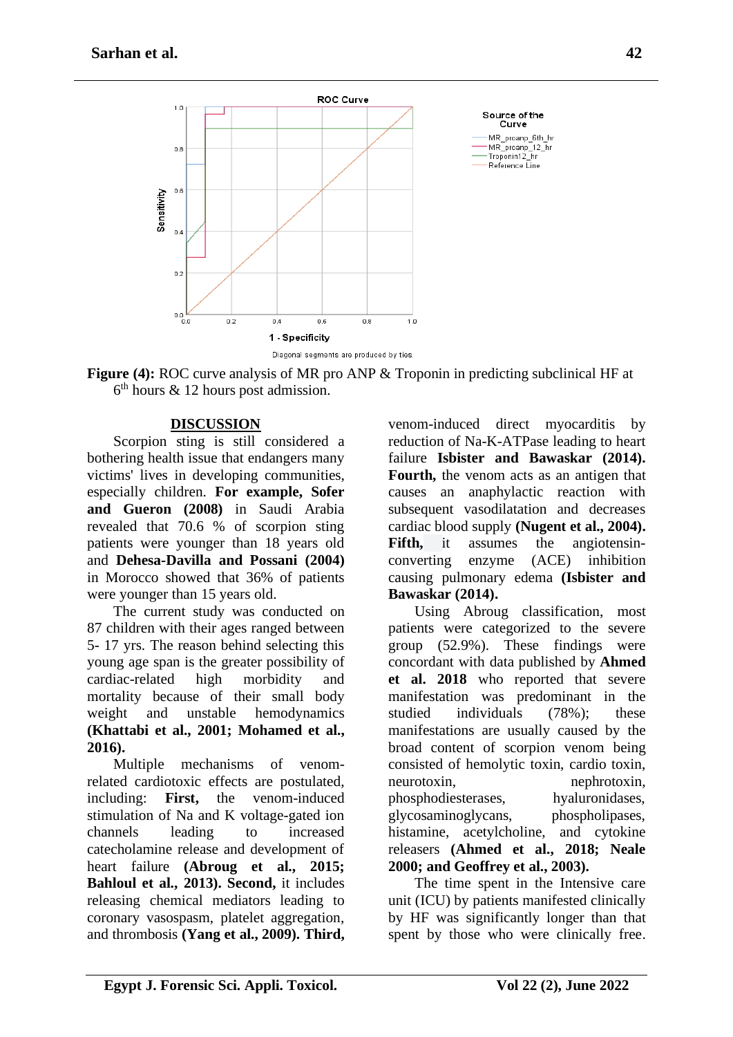Figure (4): ROC curve analysis of MR pro ANP & Troponin in predicting subclinical HF at 6th hours & 12 hours post admission.

## DISCUSSION

Scorpion sting is still considered a bothering health issue that endangers many victims' lives in developing communities, especially children. **For example, Sofer and Gueron (2008)** in Saudi Arabia revealed that 70.6 % of scorpion sting patients were younger than 18 years old and **Dehesa-Davilla and Possani (2004)** in Morocco showed that 36% of patients were younger than 15 years old.

The current study was conducted on 87 children with their ages ranged between 5- 17 yrs. The reason behind selecting this young age span is the greater possibility of cardiac-related high morbidity and mortality because of their small body weight and unstable hemodynamics **(Khattabi et al., 2001; Mohamed et al., 2016).**

Multiple mechanisms of venom-related cardiotoxic effects are postulated, including: **First,** the venom-induced stimulation of Na and K voltage-gated ion channels leading to increased catecholamine release and development of heart failure **(Abroug et al., 2015; Bahloul et al., 2013). Second,** it includes releasing chemical mediators leading to coronary vasospasm, platelet aggregation, and thrombosis **(Yang et al., 2009). Third,** venom-induced direct myocarditis by reduction of Na-K-ATPase leading to heart failure **Isbister and Bawaskar (2014). Fourth,** the venom acts as an antigen that causes an anaphylactic reaction with subsequent vasodilatation and decreases cardiac blood supply **(Nugent et al., 2004). Fifth,** it assumes the angiotensin-converting enzyme (ACE) inhibition causing pulmonary edema **(Isbister and Bawaskar (2014).**

Using Abroug classification, most patients were categorized to the severe group (52.9%). These findings were concordant with data published by **Ahmed et al. 2018** who reported that severe manifestation was predominant in the studied individuals (78%); these manifestations are usually caused by the broad content of scorpion venom being consisted of hemolytic toxin, cardio toxin, neurotoxin, nephrotoxin, phosphodiesterases, hyaluronidases, glycosaminoglycans, phospholipases, histamine, acetylcholine, and cytokine releasers **(Ahmed et al., 2018; Neale 2000; and Geoffrey et al., 2003).**

The time spent in the Intensive care unit (ICU) by patients manifested clinically by HF was significantly longer than that spent by those who were clinically free.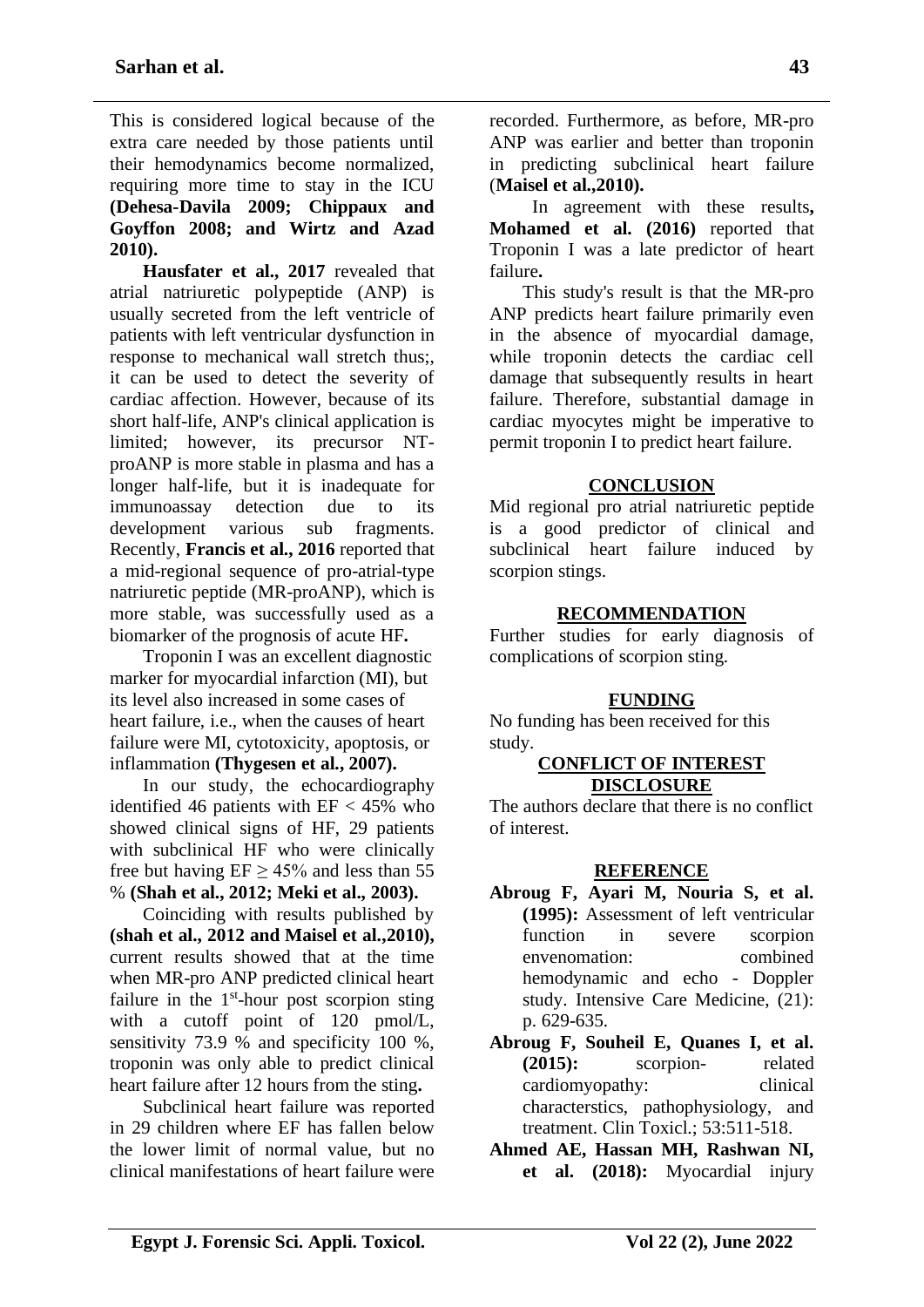This is considered logical because of the extra care needed by those patients until their hemodynamics become normalized, requiring more time to stay in the ICU **(Dehesa-Davila 2009; Chippaux and Goyffon 2008; and Wirtz and Azad 2010).**

**Hausfater et al., 2017** revealed that atrial natriuretic polypeptide (ANP) is usually secreted from the left ventricle of patients with left ventricular dysfunction in response to mechanical wall stretch thus;, it can be used to detect the severity of cardiac affection. However, because of its short half-life, ANP's clinical application is limited; however, its precursor NT-proANP is more stable in plasma and has a longer half-life, but it is inadequate for immunoassay detection due to its development various sub fragments. Recently, **Francis et al., 2016** reported that a mid-regional sequence of pro-atrial-type natriuretic peptide (MR-proANP), which is more stable, was successfully used as a biomarker of the prognosis of acute HF**.**

Troponin I was an excellent diagnostic marker for myocardial infarction (MI), but its level also increased in some cases of heart failure, i.e., when the causes of heart failure were MI, cytotoxicity, apoptosis, or inflammation **(Thygesen et al., 2007).**

In our study, the echocardiography identified 46 patients with EF < 45% who showed clinical signs of HF, 29 patients with subclinical HF who were clinically free but having EF ≥ 45% and less than 55 % **(Shah et al., 2012; Meki et al., 2003).**

Coinciding with results published by **(shah et al., 2012 and Maisel et al.,2010),** current results showed that at the time when MR-pro ANP predicted clinical heart failure in the 1st-hour post scorpion sting with a cutoff point of 120 pmol/L, sensitivity 73.9 % and specificity 100 %, troponin was only able to predict clinical heart failure after 12 hours from the sting**.**

Subclinical heart failure was reported in 29 children where EF has fallen below the lower limit of normal value, but no clinical manifestations of heart failure were recorded. Furthermore, as before, MR-pro ANP was earlier and better than troponin in predicting subclinical heart failure (**Maisel et al.,2010).**

In agreement with these results**, Mohamed et al. (2016)** reported that Troponin I was a late predictor of heart failure**.**

This study's result is that the MR-pro ANP predicts heart failure primarily even in the absence of myocardial damage, while troponin detects the cardiac cell damage that subsequently results in heart failure. Therefore, substantial damage in cardiac myocytes might be imperative to permit troponin I to predict heart failure.

## CONCLUSION

Mid regional pro atrial natriuretic peptide is a good predictor of clinical and subclinical heart failure induced by scorpion stings.

## RECOMMENDATION

Further studies for early diagnosis of complications of scorpion sting.

## FUNDING

No funding has been received for this study.

## CONFLICT OF INTEREST DISCLOSURE

The authors declare that there is no conflict of interest.

## REFERENCE

**Abroug F, Ayari M, Nouria S, et al. (1995):** Assessment of left ventricular function in severe scorpion envenomation: combined hemodynamic and echo - Doppler study. Intensive Care Medicine, (21): p. 629-635.

**Abroug F, Souheil E, Quanes I, et al. (2015):** scorpion- related cardiomyopathy: clinical characterstics, pathophysiology, and treatment. Clin Toxicl.; 53:511-518.

**Ahmed AE, Hassan MH, Rashwan NI, et al. (2018):** Myocardial injury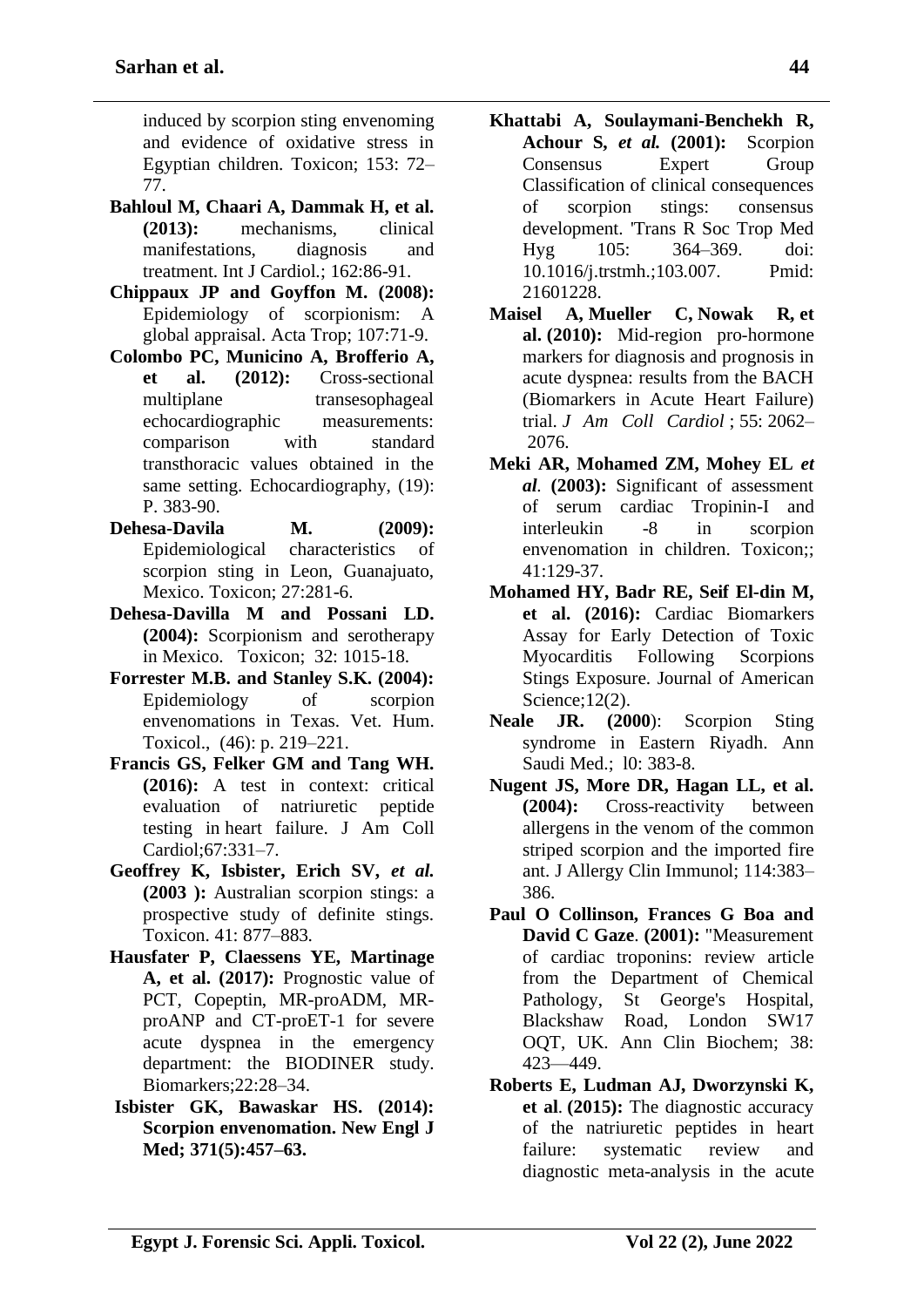induced by scorpion sting envenoming and evidence of oxidative stress in Egyptian children. Toxicon; 153: 72–77.

**Bahloul M, Chaari A, Dammak H, et al. (2013):** mechanisms, clinical manifestations, diagnosis and treatment. Int J Cardiol.; 162:86-91.

**Chippaux JP and Goyffon M. (2008):** Epidemiology of scorpionism: A global appraisal. Acta Trop; 107:71-9.

**Colombo PC, Municino A, Brofferio A, et al. (2012):** Cross-sectional multiplane transesophageal echocardiographic measurements: comparison with standard transthoracic values obtained in the same setting. Echocardiography, (19): P. 383-90.

**Dehesa-Davila M. (2009):** Epidemiological characteristics of scorpion sting in Leon, Guanajuato, Mexico. Toxicon; 27:281-6.

**Dehesa-Davilla M and Possani LD. (2004):** Scorpionism and serotherapy in Mexico. Toxicon; 32: 1015-18.

**Forrester M.B. and Stanley S.K. (2004):** Epidemiology of scorpion envenomations in Texas. Vet. Hum. Toxicol., (46): p. 219–221.

**Francis GS, Felker GM and Tang WH. (2016):** A test in context: critical evaluation of natriuretic peptide testing in heart failure. J Am Coll Cardiol;67:331–7.

**Geoffrey K, Isbister, Erich SV, *et al.* (2003 ):** Australian scorpion stings: a prospective study of definite stings. Toxicon. 41: 877–883.

**Hausfater P, Claessens YE, Martinage A, et al. (2017):** Prognostic value of PCT, Copeptin, MR-proADM, MR-proANP and CT-proET-1 for severe acute dyspnea in the emergency department: the BIODINER study. Biomarkers;22:28–34.

**Isbister GK, Bawaskar HS. (2014): Scorpion envenomation. New Engl J Med; 371(5):457–63.**

**Khattabi A, Soulaymani-Benchekh R, Achour S, *et al.* (2001):** Scorpion Consensus Expert Group Classification of clinical consequences of scorpion stings: consensus development. 'Trans R Soc Trop Med Hyg 105: 364–369. doi: 10.1016/j.trstmh.;103.007. Pmid: 21601228.

**Maisel A, Mueller C, Nowak R, et al. (2010):** Mid-region pro-hormone markers for diagnosis and prognosis in acute dyspnea: results from the BACH (Biomarkers in Acute Heart Failure) trial. *J Am Coll Cardiol* ; 55: 2062–2076.

**Meki AR, Mohamed ZM, Mohey EL *et al*. (2003):** Significant of assessment of serum cardiac Tropinin-I and interleukin -8 in scorpion envenomation in children. Toxicon;; 41:129-37.

**Mohamed HY, Badr RE, Seif El-din M, et al. (2016):** Cardiac Biomarkers Assay for Early Detection of Toxic Myocarditis Following Scorpions Stings Exposure. Journal of American Science;12(2).

**Neale JR. (2000):** Scorpion Sting syndrome in Eastern Riyadh. Ann Saudi Med.; l0: 383-8.

**Nugent JS, More DR, Hagan LL, et al. (2004):** Cross-reactivity between allergens in the venom of the common striped scorpion and the imported fire ant. J Allergy Clin Immunol; 114:383–386.

**Paul O Collinson, Frances G Boa and David C Gaze. (2001):** "Measurement of cardiac troponins: review article from the Department of Chemical Pathology, St George's Hospital, Blackshaw Road, London SW17 OQT, UK. Ann Clin Biochem; 38: 423—449.

**Roberts E, Ludman AJ, Dworzynski K, et al. (2015):** The diagnostic accuracy of the natriuretic peptides in heart failure: systematic review and diagnostic meta-analysis in the acute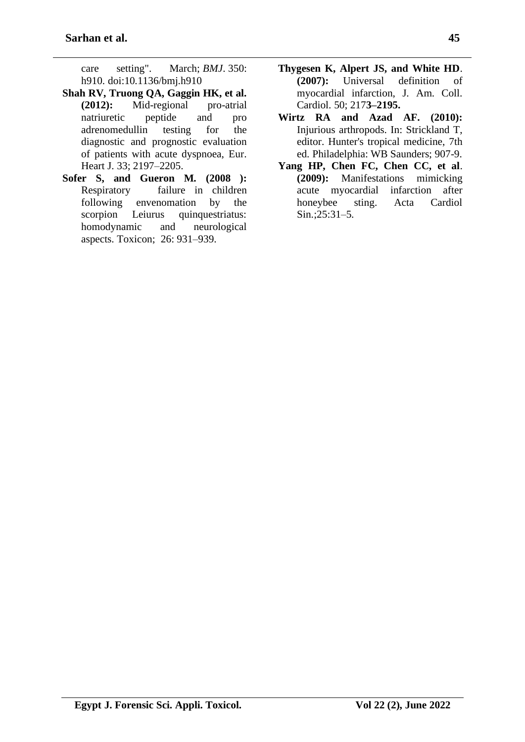care setting". March; *BMJ*. 350: h910. doi:10.1136/bmj.h910

**Shah RV, Truong QA, Gaggin HK, et al. (2012):** Mid-regional pro-atrial natriuretic peptide and pro adrenomedullin testing for the diagnostic and prognostic evaluation of patients with acute dyspnoea, Eur. Heart J. 33; 2197–2205.

**Sofer S, and Gueron M. (2008 ):** Respiratory failure in children following envenomation by the scorpion Leiurus quinquestriatus: homodynamic and neurological aspects. Toxicon; 26: 931–939.

**Thygesen K, Alpert JS, and White HD. (2007):** Universal definition of myocardial infarction, J. Am. Coll. Cardiol. 50; 217**3–2195.**

**Wirtz RA and Azad AF. (2010):** Injurious arthropods. In: Strickland T, editor. Hunter's tropical medicine, 7th ed. Philadelphia: WB Saunders; 907-9.

**Yang HP, Chen FC, Chen CC, et al. (2009):** Manifestations mimicking acute myocardial infarction after honeybee sting. Acta Cardiol Sin.;25:31–5.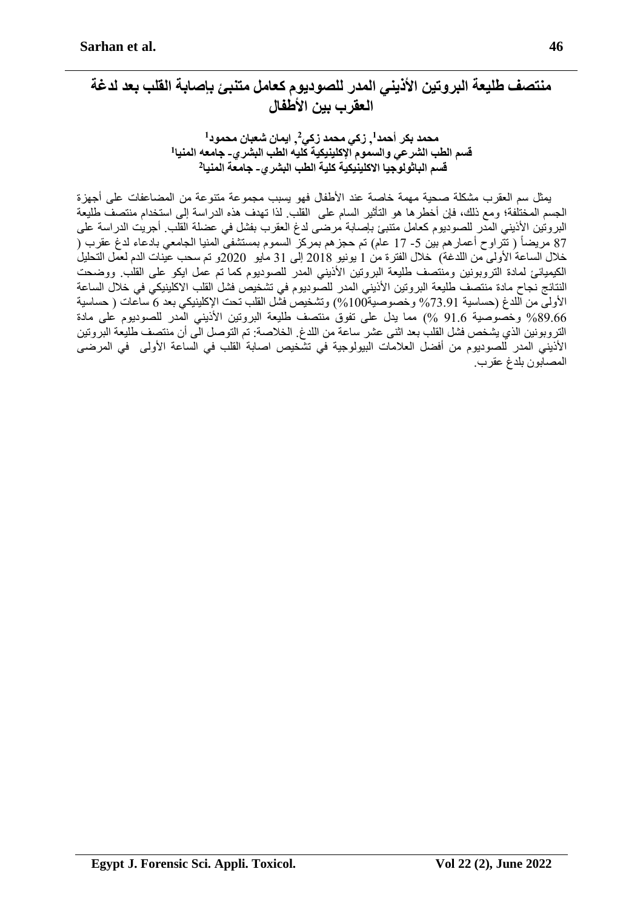# منتصف طليعة البروتين الأذيني المدر للصوديوم كعامل متنبئ بإصابة القلب بعد لدغة العقرب بين الأطفال

**محمد بكر أحمد[1], زكي محمد زكي[2], ايمان شعبان محمود[1]**

**قسم الطب الشرعي والسموم الإكلينيكية كليه الطب البشري- جامعه المنيا[1]**

**قسم الباثولوجيا الاكلينيكية كلية الطب البشري- جامعة المنيا[2]**

يمثل سم العقرب مشكلة صحية مهمة خاصة عند الأطفال فهو يسبب مجموعة متنوعة من المضاعفات على أجهزة الجسم المختلفة؛ ومع ذلك، فإن أخطرها هو التأثير السام على القلب. لذا تهدف هذه الدراسة إلى استخدام منتصف طليعة البروتين الأذيني المدر للصوديوم كعامل متنبئ بإصابة مرضى لدغ العقرب بفشل في عضلة القلب. أجريت الدراسة على 87 مريضاً (تتراوح أعمارهم بين 5- 17 عام) تم حجزهم بمركز السموم بمستشفى المنيا الجامعي بادعاء لدغ عقرب (خلال الساعة الأولى من اللدغة) خلال الفترة من 1 يونيو 2018 إلى 31 مايو 2020و تم سحب عينات الدم لعمل التحليل الكيميائي لمادة التروبونين ومنتصف طليعة البروتين الأذيني المدر للصوديوم كما تم عمل ايكو على القلب. ووضحت النتائج نجاح مادة منتصف طليعة البروتين الأذيني المدر للصوديوم في تشخيص فشل القلب الاكلينيكي في خلال الساعة الأولى من اللدغ (حساسية 73.91% وخصوصية100%) وتشخيص فشل القلب تحت الإكلينيكي بعد 6 ساعات ( حساسية 89.66% وخصوصية 91.6 %) مما يدل على تفوق منتصف طليعة البروتين الأذيني المدر للصوديوم على مادة التروبونين الذي يشخص فشل القلب بعد اثنى عشر ساعة من اللدغ. الخلاصة: تم التوصل الى أن منتصف طليعة البروتين الأذيني المدر للصوديوم من أفضل العلامات البيولوجية في تشخيص اصابة القلب في الساعة الأولى في المرضى المصابون بلدغ عقرب.